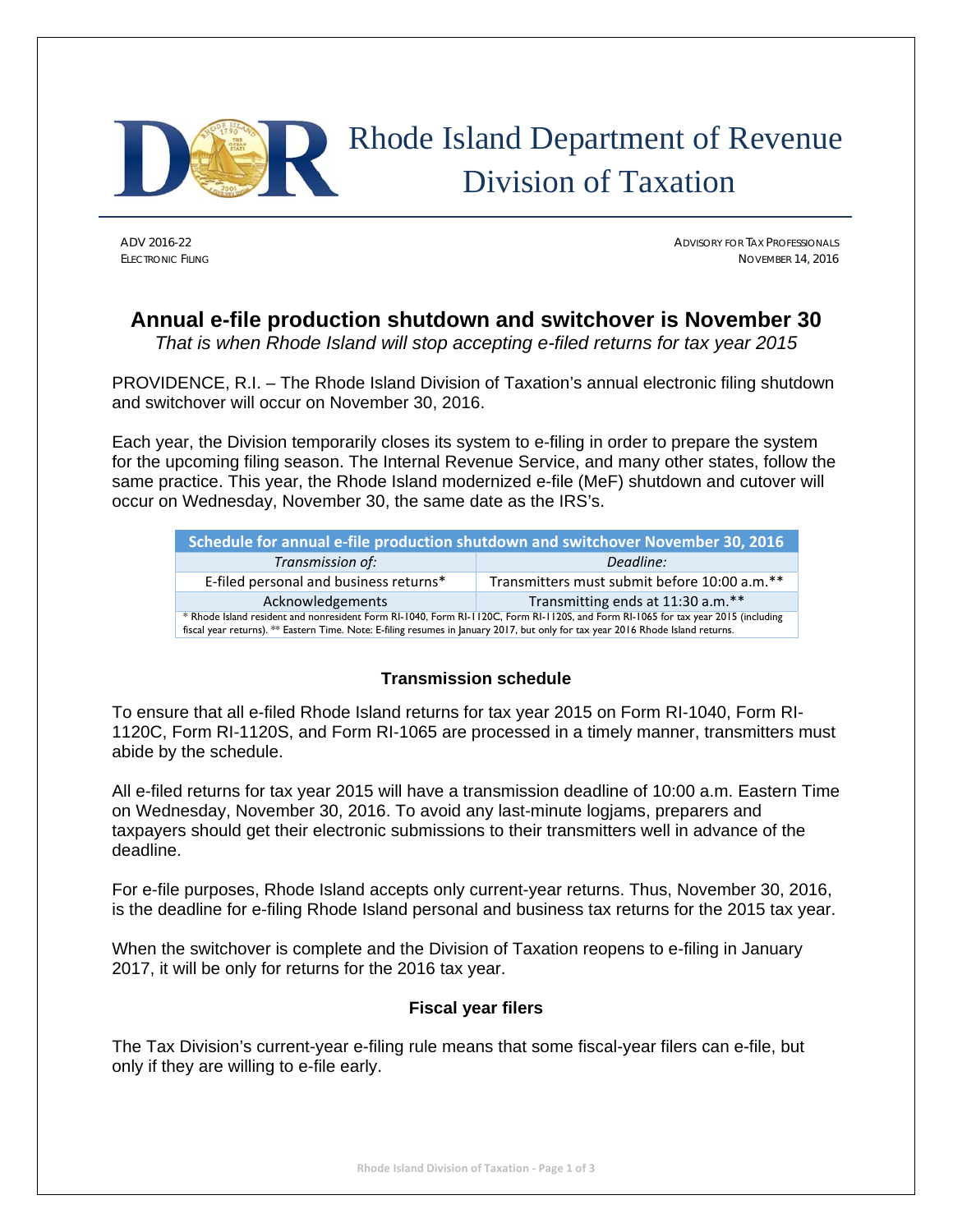# Rhode Island Department of Revenue Division of Taxation

ADV 2016-22
ELECTRONIC FILING

ADVISORY FOR TAX PROFESSIONALS
NOVEMBER 14, 2016

## Annual e-file production shutdown and switchover is November 30

*That is when Rhode Island will stop accepting e-filed returns for tax year 2015*

PROVIDENCE, R.I. – The Rhode Island Division of Taxation's annual electronic filing shutdown and switchover will occur on November 30, 2016.

Each year, the Division temporarily closes its system to e-filing in order to prepare the system for the upcoming filing season. The Internal Revenue Service, and many other states, follow the same practice. This year, the Rhode Island modernized e-file (MeF) shutdown and cutover will occur on Wednesday, November 30, the same date as the IRS's.

| Schedule for annual e-file production shutdown and switchover November 30, 2016 | |
|---|---|
| *Transmission of:* | *Deadline:* |
| E-filed personal and business returns* | Transmitters must submit before 10:00 a.m.** |
| Acknowledgements | Transmitting ends at 11:30 a.m.** |

\* Rhode Island resident and nonresident Form RI-1040, Form RI-1120C, Form RI-1120S, and Form RI-1065 for tax year 2015 (including fiscal year returns). ** Eastern Time. Note: E-filing resumes in January 2017, but only for tax year 2016 Rhode Island returns.

### Transmission schedule

To ensure that all e-filed Rhode Island returns for tax year 2015 on Form RI-1040, Form RI-1120C, Form RI-1120S, and Form RI-1065 are processed in a timely manner, transmitters must abide by the schedule.

All e-filed returns for tax year 2015 will have a transmission deadline of 10:00 a.m. Eastern Time on Wednesday, November 30, 2016. To avoid any last-minute logjams, preparers and taxpayers should get their electronic submissions to their transmitters well in advance of the deadline.

For e-file purposes, Rhode Island accepts only current-year returns. Thus, November 30, 2016, is the deadline for e-filing Rhode Island personal and business tax returns for the 2015 tax year.

When the switchover is complete and the Division of Taxation reopens to e-filing in January 2017, it will be only for returns for the 2016 tax year.

### Fiscal year filers

The Tax Division's current-year e-filing rule means that some fiscal-year filers can e-file, but only if they are willing to e-file early.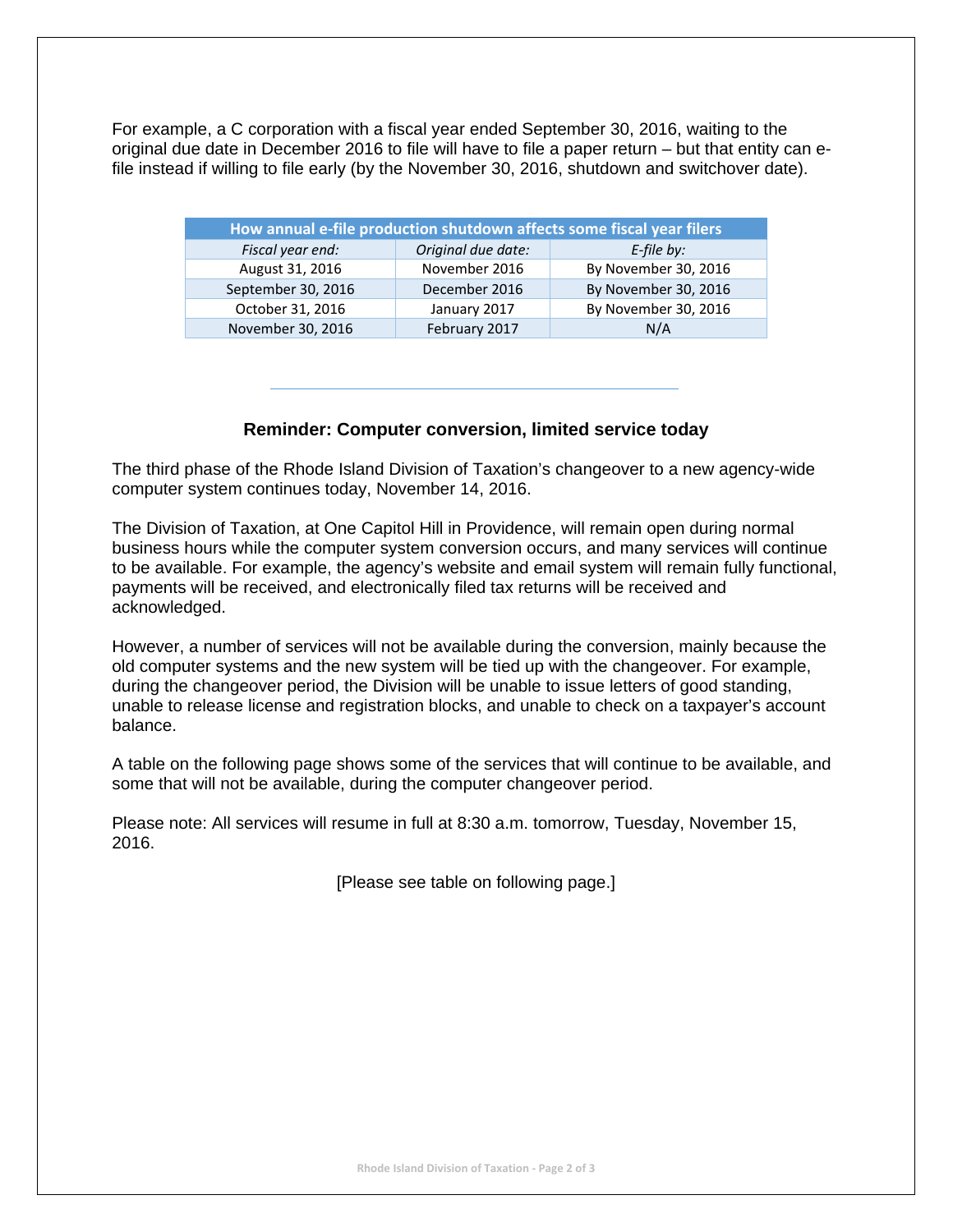For example, a C corporation with a fiscal year ended September 30, 2016, waiting to the original due date in December 2016 to file will have to file a paper return – but that entity can e-file instead if willing to file early (by the November 30, 2016, shutdown and switchover date).

| How annual e-file production shutdown affects some fiscal year filers | | |
|---|---|---|
| *Fiscal year end:* | *Original due date:* | *E-file by:* |
| August 31, 2016 | November 2016 | By November 30, 2016 |
| September 30, 2016 | December 2016 | By November 30, 2016 |
| October 31, 2016 | January 2017 | By November 30, 2016 |
| November 30, 2016 | February 2017 | N/A |

---

### Reminder: Computer conversion, limited service today

The third phase of the Rhode Island Division of Taxation's changeover to a new agency-wide computer system continues today, November 14, 2016.

The Division of Taxation, at One Capitol Hill in Providence, will remain open during normal business hours while the computer system conversion occurs, and many services will continue to be available. For example, the agency's website and email system will remain fully functional, payments will be received, and electronically filed tax returns will be received and acknowledged.

However, a number of services will not be available during the conversion, mainly because the old computer systems and the new system will be tied up with the changeover. For example, during the changeover period, the Division will be unable to issue letters of good standing, unable to release license and registration blocks, and unable to check on a taxpayer's account balance.

A table on the following page shows some of the services that will continue to be available, and some that will not be available, during the computer changeover period.

Please note: All services will resume in full at 8:30 a.m. tomorrow, Tuesday, November 15, 2016.

[Please see table on following page.]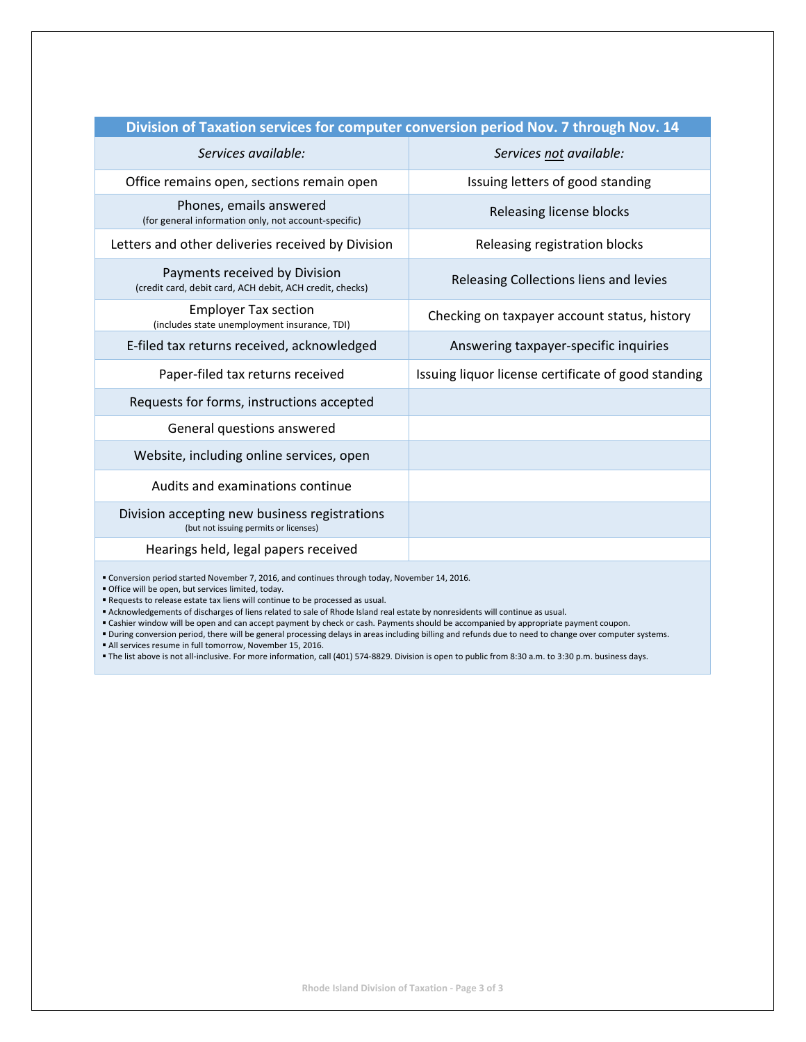| Division of Taxation services for computer conversion period Nov. 7 through Nov. 14 | |
|---|---|
| *Services available:* | *Services not available:* |
| Office remains open, sections remain open | Issuing letters of good standing |
| Phones, emails answered (for general information only, not account-specific) | Releasing license blocks |
| Letters and other deliveries received by Division | Releasing registration blocks |
| Payments received by Division (credit card, debit card, ACH debit, ACH credit, checks) | Releasing Collections liens and levies |
| Employer Tax section (includes state unemployment insurance, TDI) | Checking on taxpayer account status, history |
| E-filed tax returns received, acknowledged | Answering taxpayer-specific inquiries |
| Paper-filed tax returns received | Issuing liquor license certificate of good standing |
| Requests for forms, instructions accepted | |
| General questions answered | |
| Website, including online services, open | |
| Audits and examinations continue | |
| Division accepting new business registrations (but not issuing permits or licenses) | |
| Hearings held, legal papers received | |

- Conversion period started November 7, 2016, and continues through today, November 14, 2016.
- Office will be open, but services limited, today.
- Requests to release estate tax liens will continue to be processed as usual.
- Acknowledgements of discharges of liens related to sale of Rhode Island real estate by nonresidents will continue as usual.
- Cashier window will be open and can accept payment by check or cash. Payments should be accompanied by appropriate payment coupon.
- During conversion period, there will be general processing delays in areas including billing and refunds due to need to change over computer systems.
- All services resume in full tomorrow, November 15, 2016.
- The list above is not all-inclusive. For more information, call (401) 574-8829. Division is open to public from 8:30 a.m. to 3:30 p.m. business days.